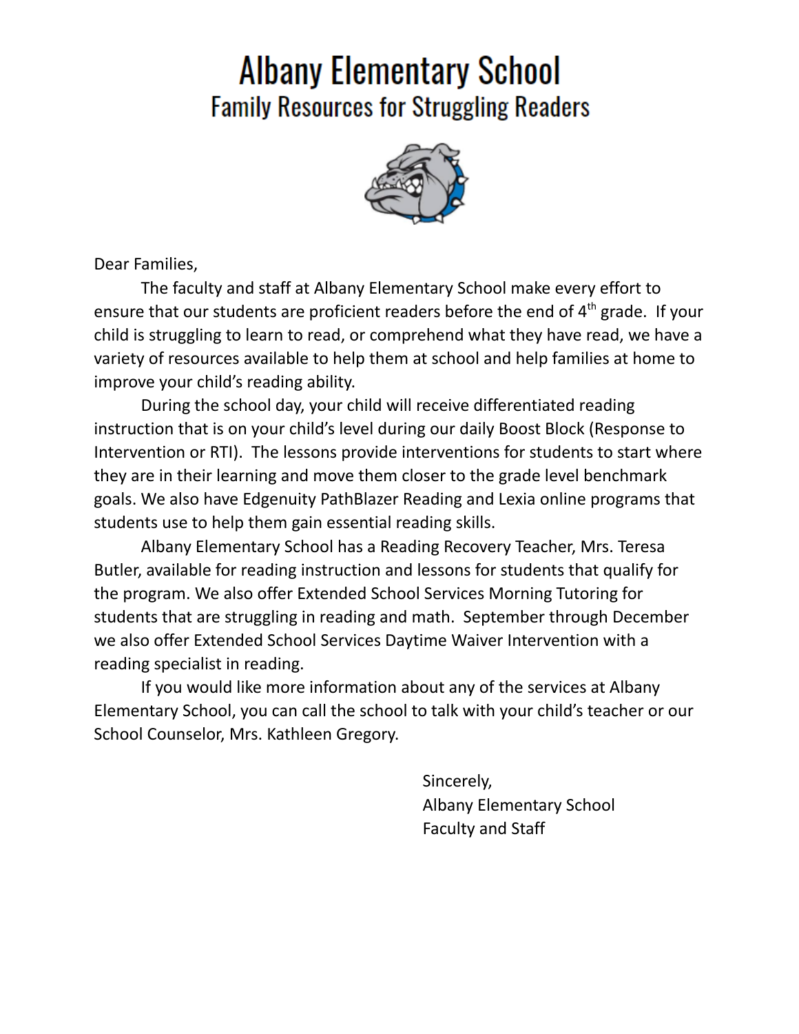# Albany Elementary School

## Family Resources for Struggling Readers

Dear Families,

The faculty and staff at Albany Elementary School make every effort to ensure that our students are proficient readers before the end of 4th grade. If your child is struggling to learn to read, or comprehend what they have read, we have a variety of resources available to help them at school and help families at home to improve your child's reading ability.

During the school day, your child will receive differentiated reading instruction that is on your child's level during our daily Boost Block (Response to Intervention or RTI). The lessons provide interventions for students to start where they are in their learning and move them closer to the grade level benchmark goals. We also have Edgenuity PathBlazer Reading and Lexia online programs that students use to help them gain essential reading skills.

Albany Elementary School has a Reading Recovery Teacher, Mrs. Teresa Butler, available for reading instruction and lessons for students that qualify for the program. We also offer Extended School Services Morning Tutoring for students that are struggling in reading and math. September through December we also offer Extended School Services Daytime Waiver Intervention with a reading specialist in reading.

If you would like more information about any of the services at Albany Elementary School, you can call the school to talk with your child's teacher or our School Counselor, Mrs. Kathleen Gregory.

Sincerely,
Albany Elementary School
Faculty and Staff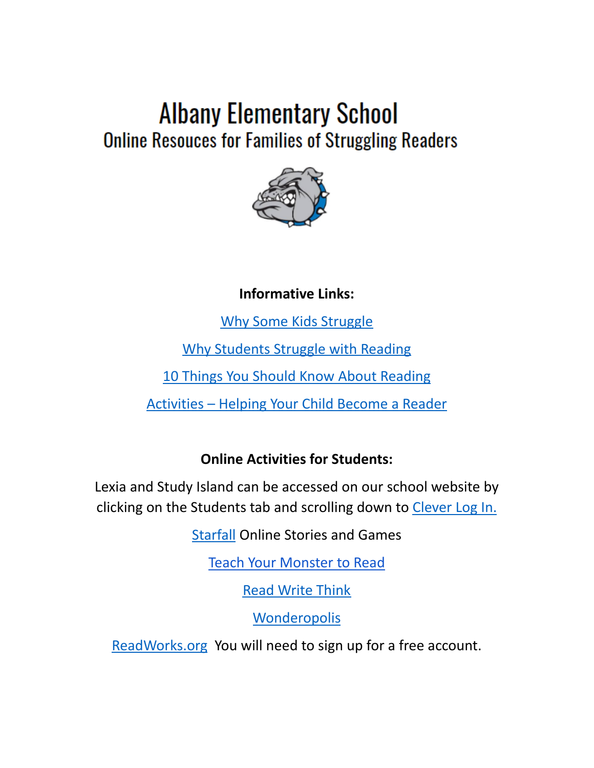# Albany Elementary School

## Online Resouces for Families of Struggling Readers

**Informative Links:**

Why Some Kids Struggle

Why Students Struggle with Reading

10 Things You Should Know About Reading

Activities – Helping Your Child Become a Reader

**Online Activities for Students:**

Lexia and Study Island can be accessed on our school website by clicking on the Students tab and scrolling down to Clever Log In.

Starfall Online Stories and Games

Teach Your Monster to Read

Read Write Think

Wonderopolis

ReadWorks.org You will need to sign up for a free account.